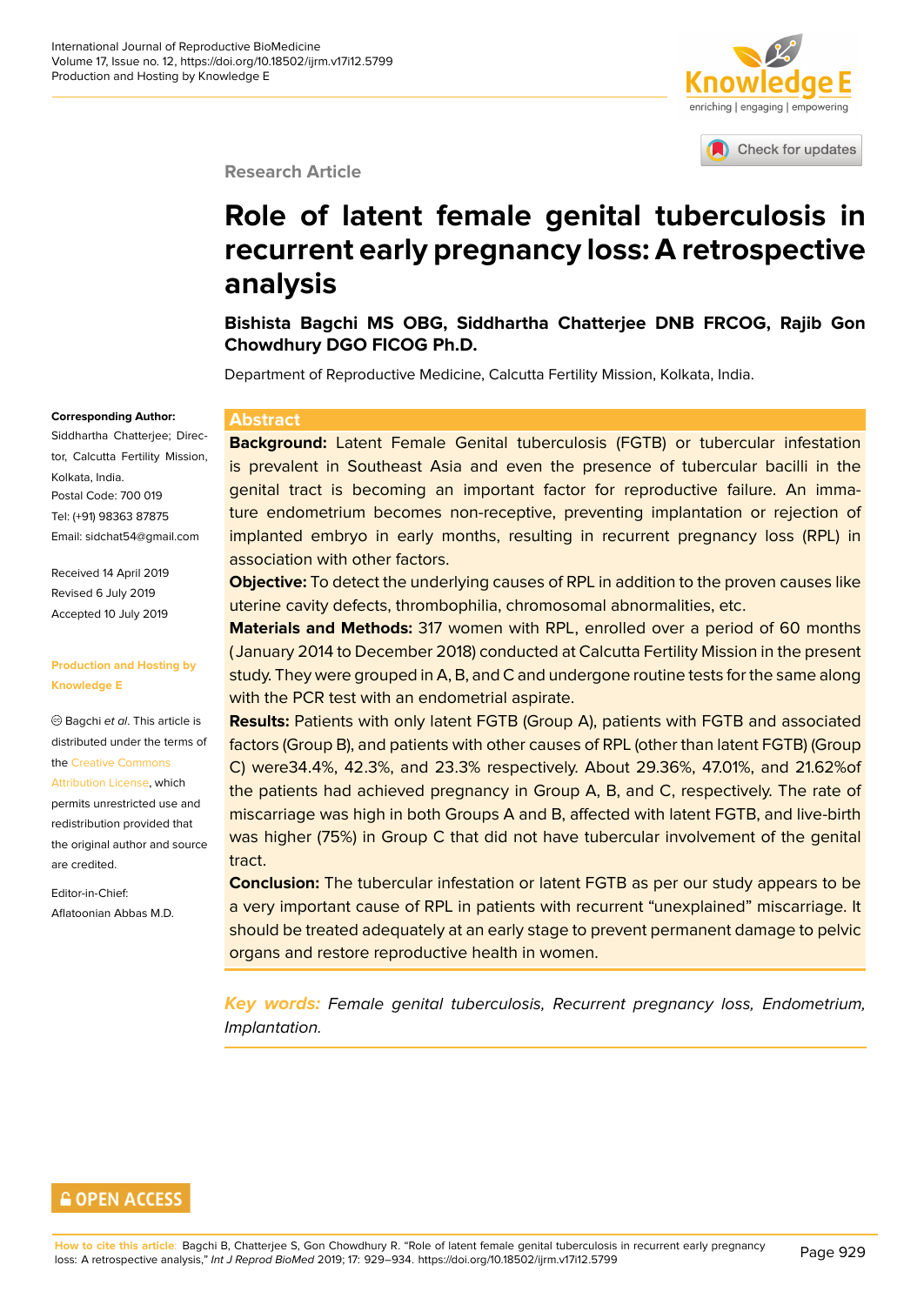Research Article

# Role of latent female genital tuberculosis in recurrent early pregnancy loss: A retrospective analysis

**Bishista Bagchi MS OBG, Siddhartha Chatterjee DNB FRCOG, Rajib Gon Chowdhury DGO FICOG Ph.D.**

Department of Reproductive Medicine, Calcutta Fertility Mission, Kolkata, India.

**Corresponding Author:**
Siddhartha Chatterjee; Director, Calcutta Fertility Mission, Kolkata, India.
Postal Code: 700 019
Tel: (+91) 98363 87875
Email: sidchat54@gmail.com

Received 14 April 2019
Revised 6 July 2019
Accepted 10 July 2019

**Production and Hosting by Knowledge E**

© Bagchi *et al*. This article is distributed under the terms of the Creative Commons Attribution License, which permits unrestricted use and redistribution provided that the original author and source are credited.

Editor-in-Chief:
Aflatoonian Abbas M.D.

## Abstract

**Background:** Latent Female Genital tuberculosis (FGTB) or tubercular infestation is prevalent in Southeast Asia and even the presence of tubercular bacilli in the genital tract is becoming an important factor for reproductive failure. An immature endometrium becomes non-receptive, preventing implantation or rejection of implanted embryo in early months, resulting in recurrent pregnancy loss (RPL) in association with other factors.

**Objective:** To detect the underlying causes of RPL in addition to the proven causes like uterine cavity defects, thrombophilia, chromosomal abnormalities, etc.

**Materials and Methods:** 317 women with RPL, enrolled over a period of 60 months (January 2014 to December 2018) conducted at Calcutta Fertility Mission in the present study. They were grouped in A, B, and C and undergone routine tests for the same along with the PCR test with an endometrial aspirate.

**Results:** Patients with only latent FGTB (Group A), patients with FGTB and associated factors (Group B), and patients with other causes of RPL (other than latent FGTB) (Group C) were34.4%, 42.3%, and 23.3% respectively. About 29.36%, 47.01%, and 21.62%of the patients had achieved pregnancy in Group A, B, and C, respectively. The rate of miscarriage was high in both Groups A and B, affected with latent FGTB, and live-birth was higher (75%) in Group C that did not have tubercular involvement of the genital tract.

**Conclusion:** The tubercular infestation or latent FGTB as per our study appears to be a very important cause of RPL in patients with recurrent "unexplained" miscarriage. It should be treated adequately at an early stage to prevent permanent damage to pelvic organs and restore reproductive health in women.

***Key words:*** *Female genital tuberculosis, Recurrent pregnancy loss, Endometrium, Implantation.*

**OPEN ACCESS**

**How to cite this article:** Bagchi B, Chatterjee S, Gon Chowdhury R. "Role of latent female genital tuberculosis in recurrent early pregnancy loss: A retrospective analysis," *Int J Reprod BioMed* 2019; 17: 929–934. https://doi.org/10.18502/ijrm.v17i12.5799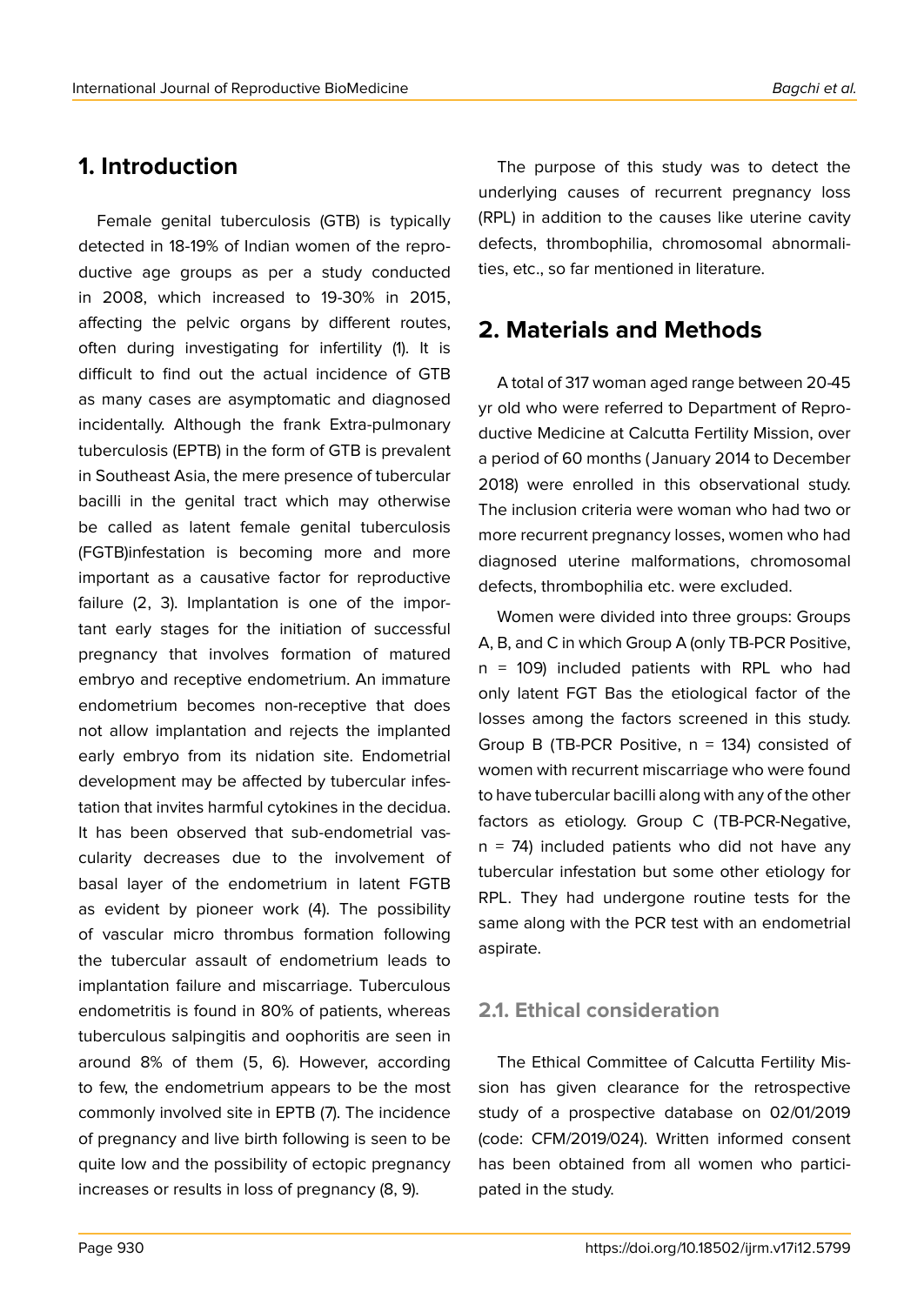## 1. Introduction

Female genital tuberculosis (GTB) is typically detected in 18-19% of Indian women of the reproductive age groups as per a study conducted in 2008, which increased to 19-30% in 2015, affecting the pelvic organs by different routes, often during investigating for infertility (1). It is difficult to find out the actual incidence of GTB as many cases are asymptomatic and diagnosed incidentally. Although the frank Extra-pulmonary tuberculosis (EPTB) in the form of GTB is prevalent in Southeast Asia, the mere presence of tubercular bacilli in the genital tract which may otherwise be called as latent female genital tuberculosis (FGTB)infestation is becoming more and more important as a causative factor for reproductive failure (2, 3). Implantation is one of the important early stages for the initiation of successful pregnancy that involves formation of matured embryo and receptive endometrium. An immature endometrium becomes non-receptive that does not allow implantation and rejects the implanted early embryo from its nidation site. Endometrial development may be affected by tubercular infestation that invites harmful cytokines in the decidua. It has been observed that sub-endometrial vascularity decreases due to the involvement of basal layer of the endometrium in latent FGTB as evident by pioneer work (4). The possibility of vascular micro thrombus formation following the tubercular assault of endometrium leads to implantation failure and miscarriage. Tuberculous endometritis is found in 80% of patients, whereas tuberculous salpingitis and oophoritis are seen in around 8% of them (5, 6). However, according to few, the endometrium appears to be the most commonly involved site in EPTB (7). The incidence of pregnancy and live birth following is seen to be quite low and the possibility of ectopic pregnancy increases or results in loss of pregnancy (8, 9).

The purpose of this study was to detect the underlying causes of recurrent pregnancy loss (RPL) in addition to the causes like uterine cavity defects, thrombophilia, chromosomal abnormalities, etc., so far mentioned in literature.

## 2. Materials and Methods

A total of 317 woman aged range between 20-45 yr old who were referred to Department of Reproductive Medicine at Calcutta Fertility Mission, over a period of 60 months ( January 2014 to December 2018) were enrolled in this observational study. The inclusion criteria were woman who had two or more recurrent pregnancy losses, women who had diagnosed uterine malformations, chromosomal defects, thrombophilia etc. were excluded.

Women were divided into three groups: Groups A, B, and C in which Group A (only TB-PCR Positive, n = 109) included patients with RPL who had only latent FGT Bas the etiological factor of the losses among the factors screened in this study. Group B (TB-PCR Positive, n = 134) consisted of women with recurrent miscarriage who were found to have tubercular bacilli along with any of the other factors as etiology. Group C (TB-PCR-Negative, n = 74) included patients who did not have any tubercular infestation but some other etiology for RPL. They had undergone routine tests for the same along with the PCR test with an endometrial aspirate.

### 2.1. Ethical consideration

The Ethical Committee of Calcutta Fertility Mission has given clearance for the retrospective study of a prospective database on 02/01/2019 (code: CFM/2019/024). Written informed consent has been obtained from all women who participated in the study.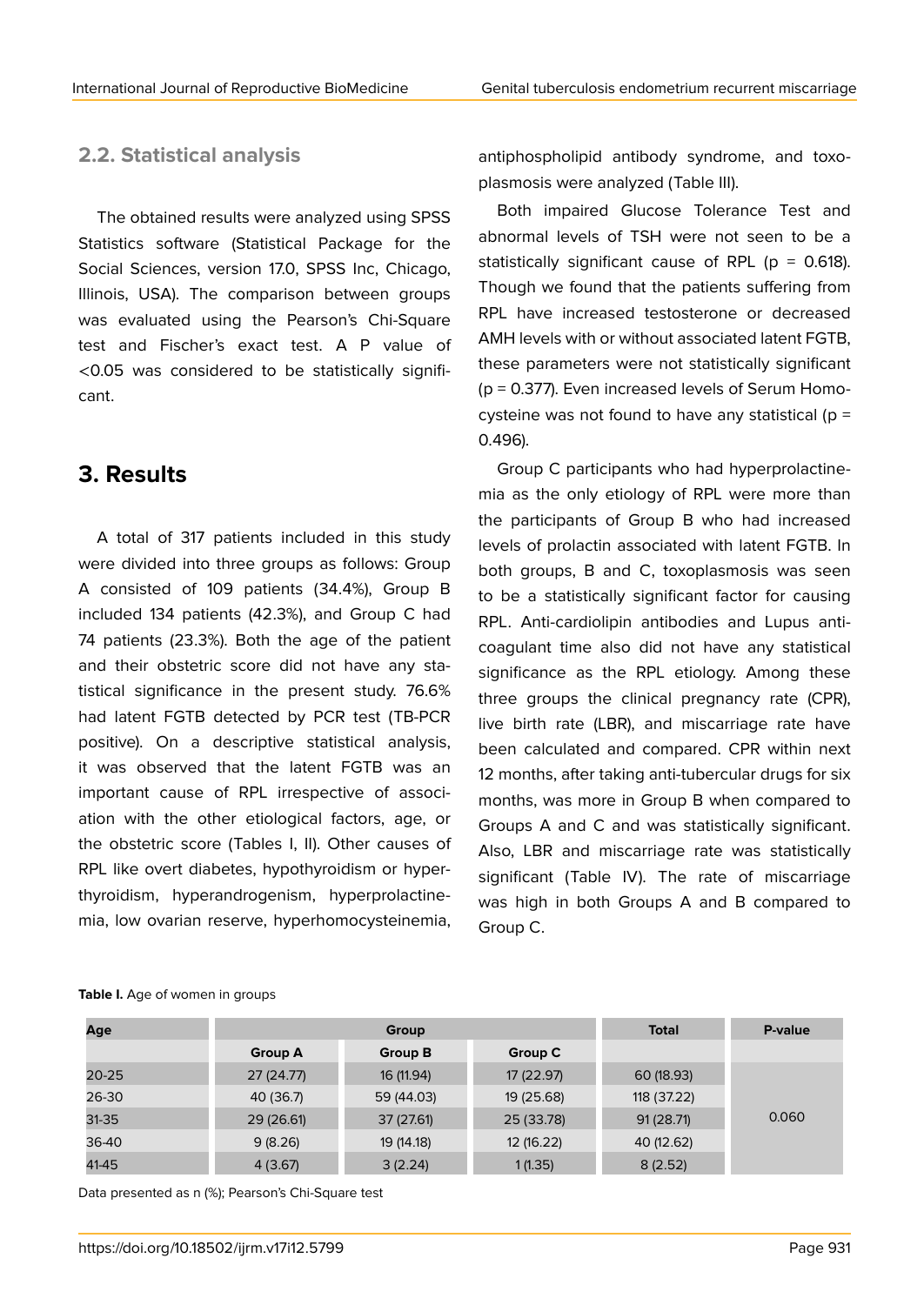### 2.2. Statistical analysis

The obtained results were analyzed using SPSS Statistics software (Statistical Package for the Social Sciences, version 17.0, SPSS Inc, Chicago, Illinois, USA). The comparison between groups was evaluated using the Pearson's Chi-Square test and Fischer's exact test. A P value of <0.05 was considered to be statistically significant.

## 3. Results

A total of 317 patients included in this study were divided into three groups as follows: Group A consisted of 109 patients (34.4%), Group B included 134 patients (42.3%), and Group C had 74 patients (23.3%). Both the age of the patient and their obstetric score did not have any statistical significance in the present study. 76.6% had latent FGTB detected by PCR test (TB-PCR positive). On a descriptive statistical analysis, it was observed that the latent FGTB was an important cause of RPL irrespective of association with the other etiological factors, age, or the obstetric score (Tables I, II). Other causes of RPL like overt diabetes, hypothyroidism or hyperthyroidism, hyperandrogenism, hyperprolactinemia, low ovarian reserve, hyperhomocysteinemia, antiphospholipid antibody syndrome, and toxoplasmosis were analyzed (Table III).

Both impaired Glucose Tolerance Test and abnormal levels of TSH were not seen to be a statistically significant cause of RPL (p = 0.618). Though we found that the patients suffering from RPL have increased testosterone or decreased AMH levels with or without associated latent FGTB, these parameters were not statistically significant (p = 0.377). Even increased levels of Serum Homocysteine was not found to have any statistical (p = 0.496).

Group C participants who had hyperprolactinemia as the only etiology of RPL were more than the participants of Group B who had increased levels of prolactin associated with latent FGTB. In both groups, B and C, toxoplasmosis was seen to be a statistically significant factor for causing RPL. Anti-cardiolipin antibodies and Lupus anticoagulant time also did not have any statistical significance as the RPL etiology. Among these three groups the clinical pregnancy rate (CPR), live birth rate (LBR), and miscarriage rate have been calculated and compared. CPR within next 12 months, after taking anti-tubercular drugs for six months, was more in Group B when compared to Groups A and C and was statistically significant. Also, LBR and miscarriage rate was statistically significant (Table IV). The rate of miscarriage was high in both Groups A and B compared to Group C.

**Table I.** Age of women in groups

| Age | Group | | | Total | P-value |
|---|---|---|---|---|---|
| | Group A | Group B | Group C | | |
| 20-25 | 27 (24.77) | 16 (11.94) | 17 (22.97) | 60 (18.93) | 0.060 |
| 26-30 | 40 (36.7) | 59 (44.03) | 19 (25.68) | 118 (37.22) | |
| 31-35 | 29 (26.61) | 37 (27.61) | 25 (33.78) | 91 (28.71) | |
| 36-40 | 9 (8.26) | 19 (14.18) | 12 (16.22) | 40 (12.62) | |
| 41-45 | 4 (3.67) | 3 (2.24) | 1 (1.35) | 8 (2.52) | |

Data presented as n (%); Pearson's Chi-Square test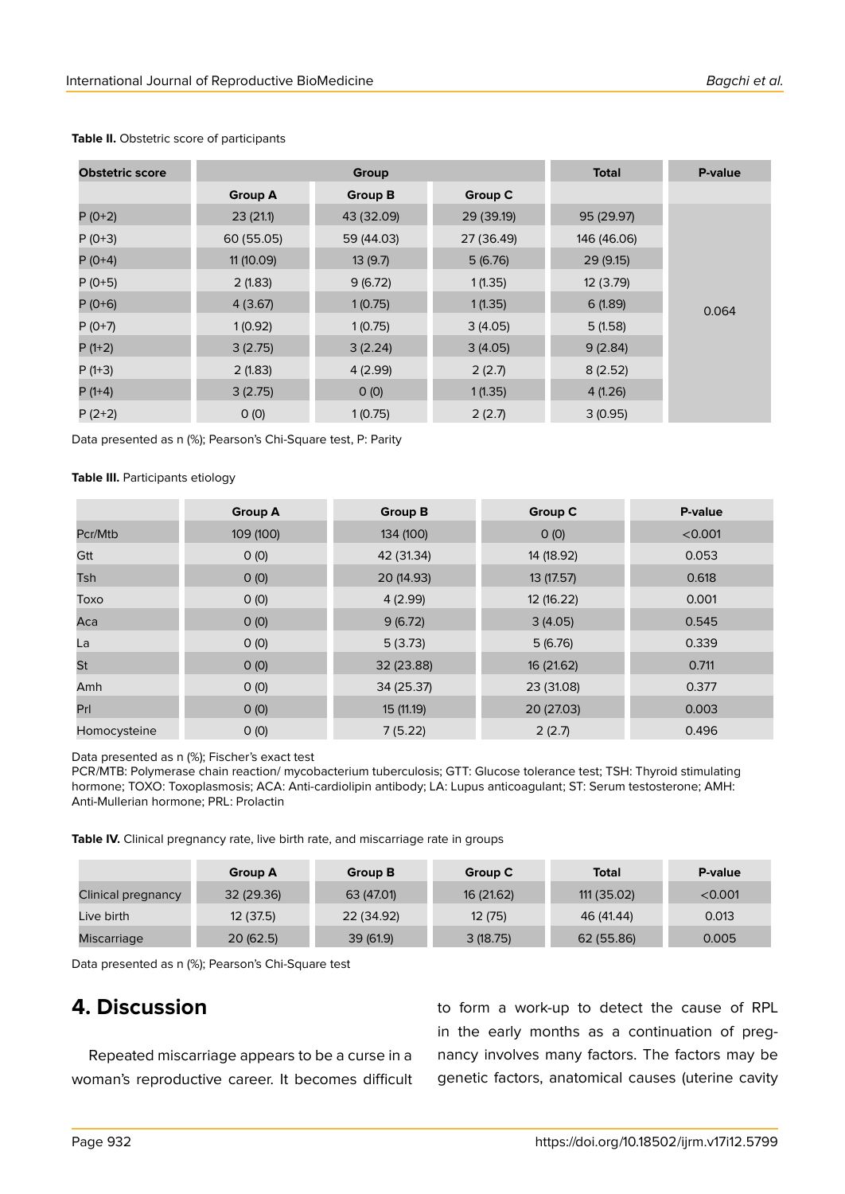**Table II.** Obstetric score of participants

| Obstetric score | Group | | | Total | P-value |
|---|---|---|---|---|---|
| | Group A | Group B | Group C | | |
| P (0+2) | 23 (21.1) | 43 (32.09) | 29 (39.19) | 95 (29.97) | 0.064 |
| P (0+3) | 60 (55.05) | 59 (44.03) | 27 (36.49) | 146 (46.06) | |
| P (0+4) | 11 (10.09) | 13 (9.7) | 5 (6.76) | 29 (9.15) | |
| P (0+5) | 2 (1.83) | 9 (6.72) | 1 (1.35) | 12 (3.79) | |
| P (0+6) | 4 (3.67) | 1 (0.75) | 1 (1.35) | 6 (1.89) | |
| P (0+7) | 1 (0.92) | 1 (0.75) | 3 (4.05) | 5 (1.58) | |
| P (1+2) | 3 (2.75) | 3 (2.24) | 3 (4.05) | 9 (2.84) | |
| P (1+3) | 2 (1.83) | 4 (2.99) | 2 (2.7) | 8 (2.52) | |
| P (1+4) | 3 (2.75) | 0 (0) | 1 (1.35) | 4 (1.26) | |
| P (2+2) | 0 (0) | 1 (0.75) | 2 (2.7) | 3 (0.95) | |

Data presented as n (%); Pearson's Chi-Square test, P: Parity

**Table III.** Participants etiology

| | Group A | Group B | Group C | P-value |
|---|---|---|---|---|
| Pcr/Mtb | 109 (100) | 134 (100) | 0 (0) | <0.001 |
| Gtt | 0 (0) | 42 (31.34) | 14 (18.92) | 0.053 |
| Tsh | 0 (0) | 20 (14.93) | 13 (17.57) | 0.618 |
| Toxo | 0 (0) | 4 (2.99) | 12 (16.22) | 0.001 |
| Aca | 0 (0) | 9 (6.72) | 3 (4.05) | 0.545 |
| La | 0 (0) | 5 (3.73) | 5 (6.76) | 0.339 |
| St | 0 (0) | 32 (23.88) | 16 (21.62) | 0.711 |
| Amh | 0 (0) | 34 (25.37) | 23 (31.08) | 0.377 |
| Prl | 0 (0) | 15 (11.19) | 20 (27.03) | 0.003 |
| Homocysteine | 0 (0) | 7 (5.22) | 2 (2.7) | 0.496 |

Data presented as n (%); Fischer's exact test
PCR/MTB: Polymerase chain reaction/ mycobacterium tuberculosis; GTT: Glucose tolerance test; TSH: Thyroid stimulating hormone; TOXO: Toxoplasmosis; ACA: Anti-cardiolipin antibody; LA: Lupus anticoagulant; ST: Serum testosterone; AMH: Anti-Mullerian hormone; PRL: Prolactin

**Table IV.** Clinical pregnancy rate, live birth rate, and miscarriage rate in groups

| | Group A | Group B | Group C | Total | P-value |
|---|---|---|---|---|---|
| Clinical pregnancy | 32 (29.36) | 63 (47.01) | 16 (21.62) | 111 (35.02) | <0.001 |
| Live birth | 12 (37.5) | 22 (34.92) | 12 (75) | 46 (41.44) | 0.013 |
| Miscarriage | 20 (62.5) | 39 (61.9) | 3 (18.75) | 62 (55.86) | 0.005 |

Data presented as n (%); Pearson's Chi-Square test

## 4. Discussion

Repeated miscarriage appears to be a curse in a woman's reproductive career. It becomes difficult to form a work-up to detect the cause of RPL in the early months as a continuation of pregnancy involves many factors. The factors may be genetic factors, anatomical causes (uterine cavity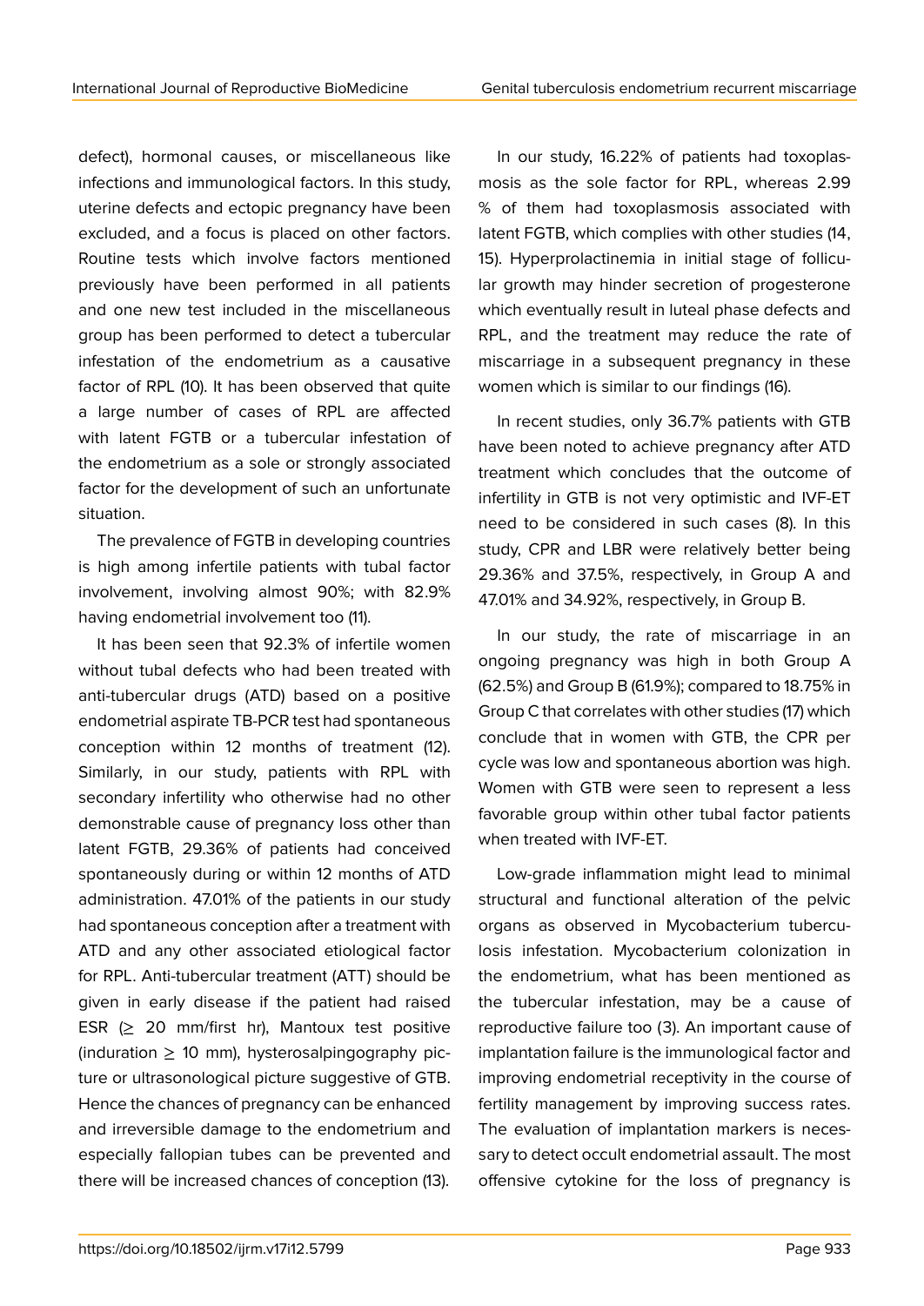defect), hormonal causes, or miscellaneous like infections and immunological factors. In this study, uterine defects and ectopic pregnancy have been excluded, and a focus is placed on other factors. Routine tests which involve factors mentioned previously have been performed in all patients and one new test included in the miscellaneous group has been performed to detect a tubercular infestation of the endometrium as a causative factor of RPL (10). It has been observed that quite a large number of cases of RPL are affected with latent FGTB or a tubercular infestation of the endometrium as a sole or strongly associated factor for the development of such an unfortunate situation.

The prevalence of FGTB in developing countries is high among infertile patients with tubal factor involvement, involving almost 90%; with 82.9% having endometrial involvement too (11).

It has been seen that 92.3% of infertile women without tubal defects who had been treated with anti-tubercular drugs (ATD) based on a positive endometrial aspirate TB-PCR test had spontaneous conception within 12 months of treatment (12). Similarly, in our study, patients with RPL with secondary infertility who otherwise had no other demonstrable cause of pregnancy loss other than latent FGTB, 29.36% of patients had conceived spontaneously during or within 12 months of ATD administration. 47.01% of the patients in our study had spontaneous conception after a treatment with ATD and any other associated etiological factor for RPL. Anti-tubercular treatment (ATT) should be given in early disease if the patient had raised ESR ($\geq$ 20 mm/first hr), Mantoux test positive (induration $\geq$ 10 mm), hysterosalpingography picture or ultrasonological picture suggestive of GTB. Hence the chances of pregnancy can be enhanced and irreversible damage to the endometrium and especially fallopian tubes can be prevented and there will be increased chances of conception (13).

In our study, 16.22% of patients had toxoplasmosis as the sole factor for RPL, whereas 2.99 % of them had toxoplasmosis associated with latent FGTB, which complies with other studies (14, 15). Hyperprolactinemia in initial stage of follicular growth may hinder secretion of progesterone which eventually result in luteal phase defects and RPL, and the treatment may reduce the rate of miscarriage in a subsequent pregnancy in these women which is similar to our findings (16).

In recent studies, only 36.7% patients with GTB have been noted to achieve pregnancy after ATD treatment which concludes that the outcome of infertility in GTB is not very optimistic and IVF-ET need to be considered in such cases (8). In this study, CPR and LBR were relatively better being 29.36% and 37.5%, respectively, in Group A and 47.01% and 34.92%, respectively, in Group B.

In our study, the rate of miscarriage in an ongoing pregnancy was high in both Group A (62.5%) and Group B (61.9%); compared to 18.75% in Group C that correlates with other studies (17) which conclude that in women with GTB, the CPR per cycle was low and spontaneous abortion was high. Women with GTB were seen to represent a less favorable group within other tubal factor patients when treated with IVF-ET.

Low-grade inflammation might lead to minimal structural and functional alteration of the pelvic organs as observed in Mycobacterium tuberculosis infestation. Mycobacterium colonization in the endometrium, what has been mentioned as the tubercular infestation, may be a cause of reproductive failure too (3). An important cause of implantation failure is the immunological factor and improving endometrial receptivity in the course of fertility management by improving success rates. The evaluation of implantation markers is necessary to detect occult endometrial assault. The most offensive cytokine for the loss of pregnancy is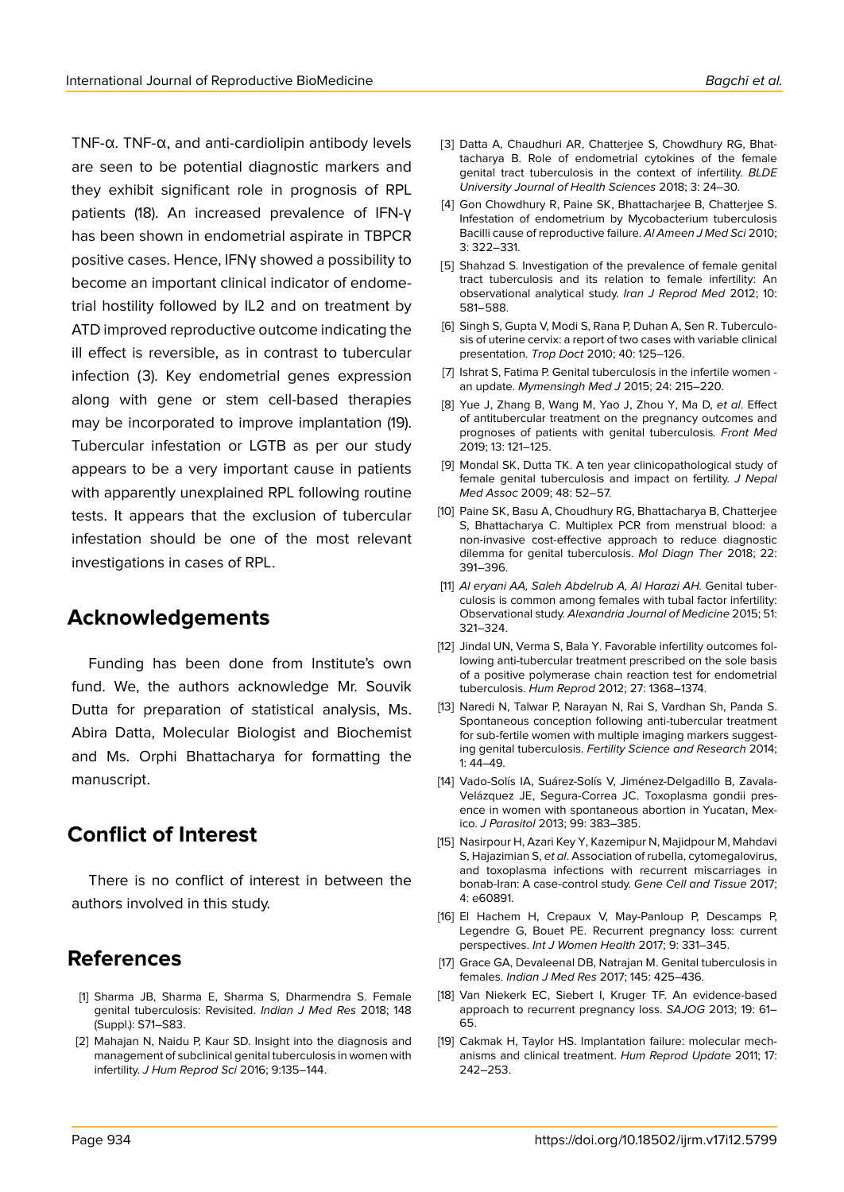TNF-α. TNF-α, and anti-cardiolipin antibody levels are seen to be potential diagnostic markers and they exhibit significant role in prognosis of RPL patients (18). An increased prevalence of IFN-γ has been shown in endometrial aspirate in TBPCR positive cases. Hence, IFNγ showed a possibility to become an important clinical indicator of endometrial hostility followed by IL2 and on treatment by ATD improved reproductive outcome indicating the ill effect is reversible, as in contrast to tubercular infection (3). Key endometrial genes expression along with gene or stem cell-based therapies may be incorporated to improve implantation (19). Tubercular infestation or LGTB as per our study appears to be a very important cause in patients with apparently unexplained RPL following routine tests. It appears that the exclusion of tubercular infestation should be one of the most relevant investigations in cases of RPL.

## Acknowledgements

Funding has been done from Institute's own fund. We, the authors acknowledge Mr. Souvik Dutta for preparation of statistical analysis, Ms. Abira Datta, Molecular Biologist and Biochemist and Ms. Orphi Bhattacharya for formatting the manuscript.

## Conflict of Interest

There is no conflict of interest in between the authors involved in this study.

## References

[1] Sharma JB, Sharma E, Sharma S, Dharmendra S. Female genital tuberculosis: Revisited. *Indian J Med Res* 2018; 148 (Suppl.): S71–S83.

[2] Mahajan N, Naidu P, Kaur SD. Insight into the diagnosis and management of subclinical genital tuberculosis in women with infertility. *J Hum Reprod Sci* 2016; 9:135–144.

[3] Datta A, Chaudhuri AR, Chatterjee S, Chowdhury RG, Bhattacharya B. Role of endometrial cytokines of the female genital tract tuberculosis in the context of infertility. *BLDE University Journal of Health Sciences* 2018; 3: 24–30.

[4] Gon Chowdhury R, Paine SK, Bhattacharjee B, Chatterjee S. Infestation of endometrium by Mycobacterium tuberculosis Bacilli cause of reproductive failure. *Al Ameen J Med Sci* 2010; 3: 322–331.

[5] Shahzad S. Investigation of the prevalence of female genital tract tuberculosis and its relation to female infertility: An observational analytical study. *Iran J Reprod Med* 2012; 10: 581–588.

[6] Singh S, Gupta V, Modi S, Rana P, Duhan A, Sen R. Tuberculosis of uterine cervix: a report of two cases with variable clinical presentation. *Trop Doct* 2010; 40: 125–126.

[7] Ishrat S, Fatima P. Genital tuberculosis in the infertile women - an update. *Mymensingh Med J* 2015; 24: 215–220.

[8] Yue J, Zhang B, Wang M, Yao J, Zhou Y, Ma D, *et al*. Effect of antitubercular treatment on the pregnancy outcomes and prognoses of patients with genital tuberculosis. *Front Med* 2019; 13: 121–125.

[9] Mondal SK, Dutta TK. A ten year clinicopathological study of female genital tuberculosis and impact on fertility. *J Nepal Med Assoc* 2009; 48: 52–57.

[10] Paine SK, Basu A, Choudhury RG, Bhattacharya B, Chatterjee S, Bhattacharya C. Multiplex PCR from menstrual blood: a non-invasive cost-effective approach to reduce diagnostic dilemma for genital tuberculosis. *Mol Diagn Ther* 2018; 22: 391–396.

[11] *Al eryani AA, Saleh Abdelrub A, Al Harazi AH.* Genital tuberculosis is common among females with tubal factor infertility: Observational study. *Alexandria Journal of Medicine* 2015; 51: 321–324.

[12] Jindal UN, Verma S, Bala Y. Favorable infertility outcomes following anti-tubercular treatment prescribed on the sole basis of a positive polymerase chain reaction test for endometrial tuberculosis. *Hum Reprod* 2012; 27: 1368–1374.

[13] Naredi N, Talwar P, Narayan N, Rai S, Vardhan Sh, Panda S. Spontaneous conception following anti-tubercular treatment for sub-fertile women with multiple imaging markers suggesting genital tuberculosis. *Fertility Science and Research* 2014; 1: 44–49.

[14] Vado-Solís IA, Suárez-Solís V, Jiménez-Delgadillo B, Zavala-Velázquez JE, Segura-Correa JC. Toxoplasma gondii presence in women with spontaneous abortion in Yucatan, Mexico. *J Parasitol* 2013; 99: 383–385.

[15] Nasirpour H, Azari Key Y, Kazemipur N, Majidpour M, Mahdavi S, Hajazimian S, *et al*. Association of rubella, cytomegalovirus, and toxoplasma infections with recurrent miscarriages in bonab-Iran: A case-control study. *Gene Cell and Tissue* 2017; 4: e60891.

[16] El Hachem H, Crepaux V, May-Panloup P, Descamps P, Legendre G, Bouet PE. Recurrent pregnancy loss: current perspectives. *Int J Women Health* 2017; 9: 331–345.

[17] Grace GA, Devaleenal DB, Natrajan M. Genital tuberculosis in females. *Indian J Med Res* 2017; 145: 425–436.

[18] Van Niekerk EC, Siebert I, Kruger TF. An evidence-based approach to recurrent pregnancy loss. *SAJOG* 2013; 19: 61–65.

[19] Cakmak H, Taylor HS. Implantation failure: molecular mechanisms and clinical treatment. *Hum Reprod Update* 2011; 17: 242–253.